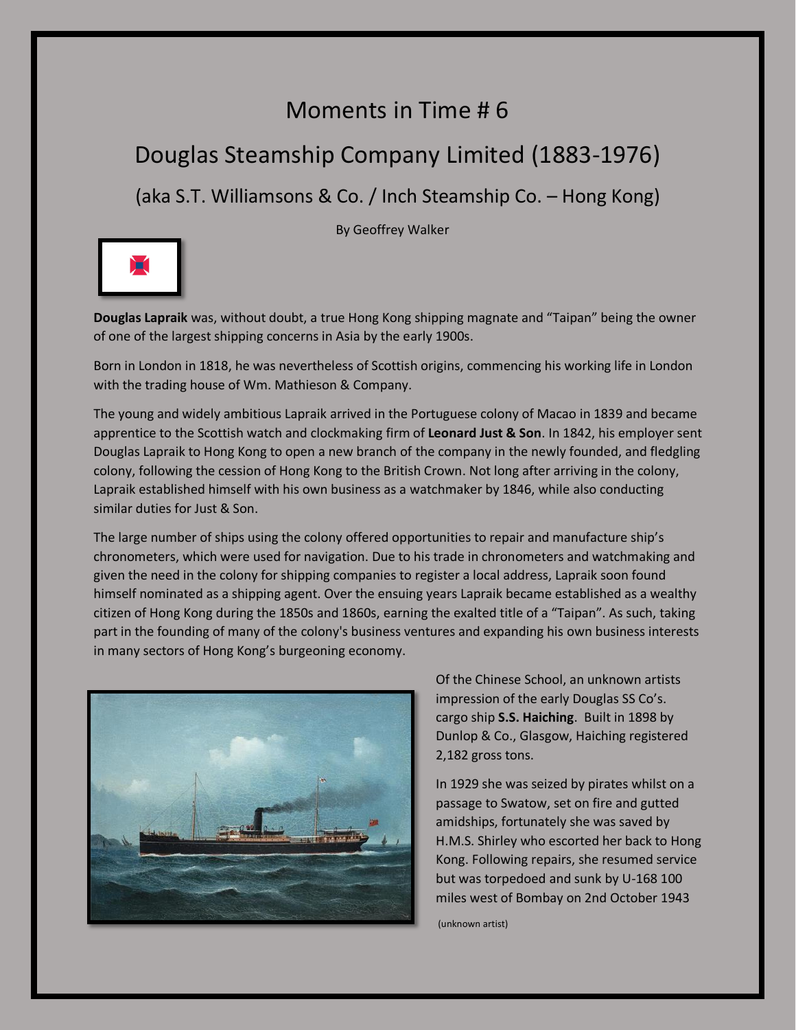# Moments in Time # 6

## Douglas Steamship Company Limited (1883-1976)

### (aka S.T. Williamsons & Co. / Inch Steamship Co. – Hong Kong)

By Geoffrey Walker

**Douglas Lapraik** was, without doubt, a true Hong Kong shipping magnate and "Taipan" being the owner of one of the largest shipping concerns in Asia by the early 1900s.

Born in London in 1818, he was nevertheless of Scottish origins, commencing his working life in London with the trading house of Wm. Mathieson & Company.

The young and widely ambitious Lapraik arrived in the Portuguese colony of Macao in 1839 and became apprentice to the Scottish watch and clockmaking firm of **Leonard Just & Son**. In 1842, his employer sent Douglas Lapraik to Hong Kong to open a new branch of the company in the newly founded, and fledgling colony, following the cession of Hong Kong to the British Crown. Not long after arriving in the colony, Lapraik established himself with his own business as a watchmaker by 1846, while also conducting similar duties for Just & Son.

The large number of ships using the colony offered opportunities to repair and manufacture ship's chronometers, which were used for navigation. Due to his trade in chronometers and watchmaking and given the need in the colony for shipping companies to register a local address, Lapraik soon found himself nominated as a shipping agent. Over the ensuing years Lapraik became established as a wealthy citizen of Hong Kong during the 1850s and 1860s, earning the exalted title of a "Taipan". As such, taking part in the founding of many of the colony's business ventures and expanding his own business interests in many sectors of Hong Kong's burgeoning economy.

Of the Chinese School, an unknown artists impression of the early Douglas SS Co's. cargo ship **S.S. Haiching**. Built in 1898 by Dunlop & Co., Glasgow, Haiching registered 2,182 gross tons.

In 1929 she was seized by pirates whilst on a passage to Swatow, set on fire and gutted amidships, fortunately she was saved by H.M.S. Shirley who escorted her back to Hong Kong. Following repairs, she resumed service but was torpedoed and sunk by U-168 100 miles west of Bombay on 2nd October 1943

(unknown artist)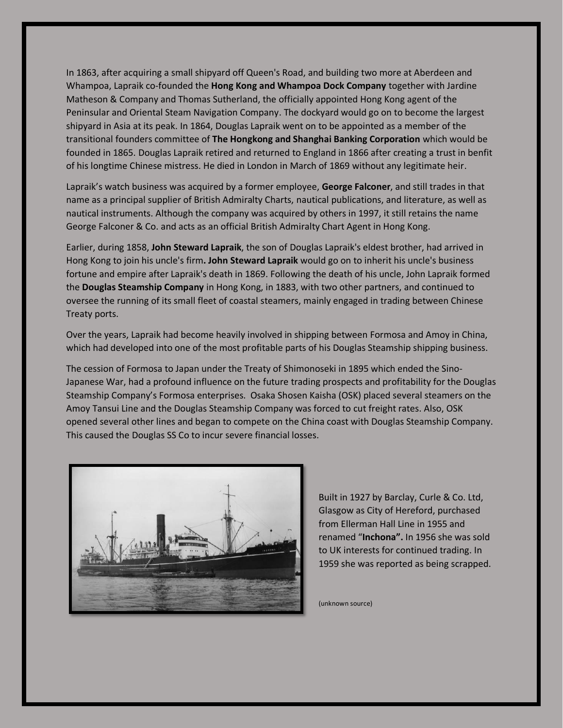In 1863, after acquiring a small shipyard off Queen's Road, and building two more at Aberdeen and Whampoa, Lapraik co-founded the **Hong Kong and Whampoa Dock Company** together with Jardine Matheson & Company and Thomas Sutherland, the officially appointed Hong Kong agent of the Peninsular and Oriental Steam Navigation Company. The dockyard would go on to become the largest shipyard in Asia at its peak. In 1864, Douglas Lapraik went on to be appointed as a member of the transitional founders committee of **The Hongkong and Shanghai Banking Corporation** which would be founded in 1865. Douglas Lapraik retired and returned to England in 1866 after creating a trust in benfit of his longtime Chinese mistress. He died in London in March of 1869 without any legitimate heir.

Lapraik's watch business was acquired by a former employee, **George Falconer**, and still trades in that name as a principal supplier of British Admiralty Charts, nautical publications, and literature, as well as nautical instruments. Although the company was acquired by others in 1997, it still retains the name George Falconer & Co. and acts as an official British Admiralty Chart Agent in Hong Kong.

Earlier, during 1858, **John Steward Lapraik**, the son of Douglas Lapraik's eldest brother, had arrived in Hong Kong to join his uncle's firm**. John Steward Lapraik** would go on to inherit his uncle's business fortune and empire after Lapraik's death in 1869. Following the death of his uncle, John Lapraik formed the **Douglas Steamship Company** in Hong Kong, in 1883, with two other partners, and continued to oversee the running of its small fleet of coastal steamers, mainly engaged in trading between Chinese Treaty ports.

Over the years, Lapraik had become heavily involved in shipping between Formosa and Amoy in China, which had developed into one of the most profitable parts of his Douglas Steamship shipping business.

The cession of Formosa to Japan under the Treaty of Shimonoseki in 1895 which ended the Sino-Japanese War, had a profound influence on the future trading prospects and profitability for the Douglas Steamship Company's Formosa enterprises. Osaka Shosen Kaisha (OSK) placed several steamers on the Amoy Tansui Line and the Douglas Steamship Company was forced to cut freight rates. Also, OSK opened several other lines and began to compete on the China coast with Douglas Steamship Company. This caused the Douglas SS Co to incur severe financial losses.

Built in 1927 by Barclay, Curle & Co. Ltd, Glasgow as City of Hereford, purchased from Ellerman Hall Line in 1955 and renamed "**Inchona".** In 1956 she was sold to UK interests for continued trading. In 1959 she was reported as being scrapped.

(unknown source)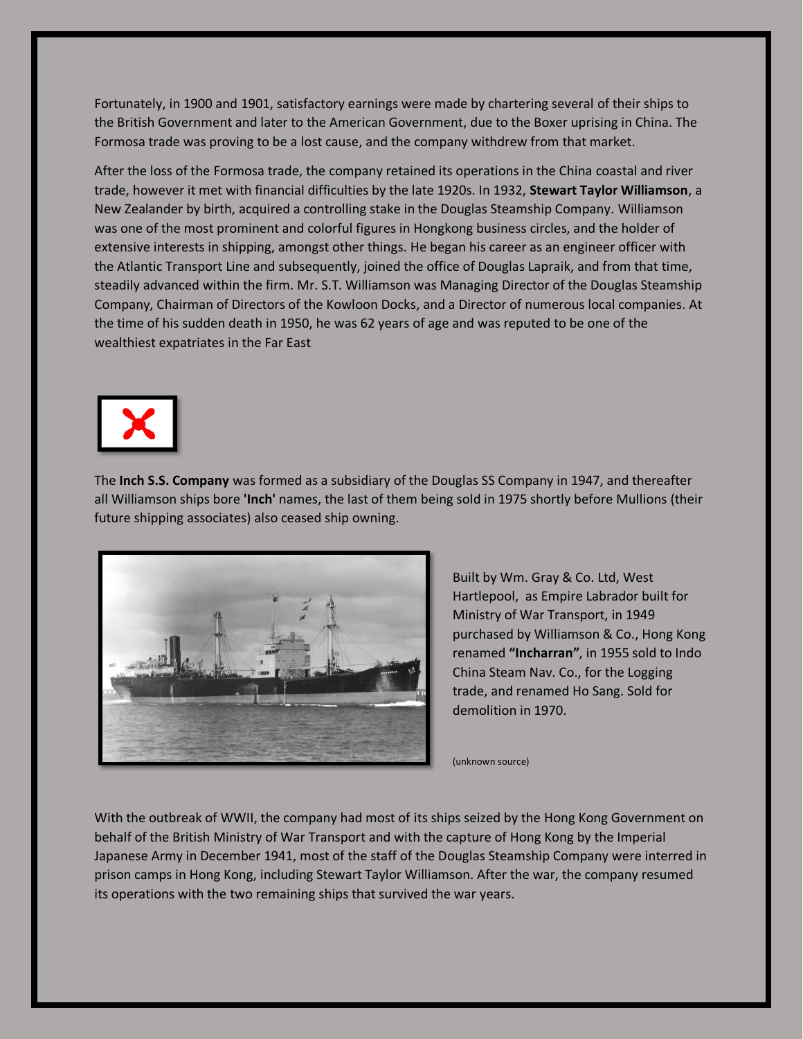Fortunately, in 1900 and 1901, satisfactory earnings were made by chartering several of their ships to the British Government and later to the American Government, due to the Boxer uprising in China. The Formosa trade was proving to be a lost cause, and the company withdrew from that market.

After the loss of the Formosa trade, the company retained its operations in the China coastal and river trade, however it met with financial difficulties by the late 1920s. In 1932, **Stewart Taylor Williamson**, a New Zealander by birth, acquired a controlling stake in the Douglas Steamship Company. Williamson was one of the most prominent and colorful figures in Hongkong business circles, and the holder of extensive interests in shipping, amongst other things. He began his career as an engineer officer with the Atlantic Transport Line and subsequently, joined the office of Douglas Lapraik, and from that time, steadily advanced within the firm. Mr. S.T. Williamson was Managing Director of the Douglas Steamship Company, Chairman of Directors of the Kowloon Docks, and a Director of numerous local companies. At the time of his sudden death in 1950, he was 62 years of age and was reputed to be one of the wealthiest expatriates in the Far East

The **Inch S.S. Company** was formed as a subsidiary of the Douglas SS Company in 1947, and thereafter all Williamson ships bore **'Inch'** names, the last of them being sold in 1975 shortly before Mullions (their future shipping associates) also ceased ship owning.

Built by Wm. Gray & Co. Ltd, West Hartlepool, as Empire Labrador built for Ministry of War Transport, in 1949 purchased by Williamson & Co., Hong Kong renamed **"Incharran"**, in 1955 sold to Indo China Steam Nav. Co., for the Logging trade, and renamed Ho Sang. Sold for demolition in 1970.

(unknown source)

With the outbreak of WWII, the company had most of its ships seized by the Hong Kong Government on behalf of the British Ministry of War Transport and with the capture of Hong Kong by the Imperial Japanese Army in December 1941, most of the staff of the Douglas Steamship Company were interred in prison camps in Hong Kong, including Stewart Taylor Williamson. After the war, the company resumed its operations with the two remaining ships that survived the war years.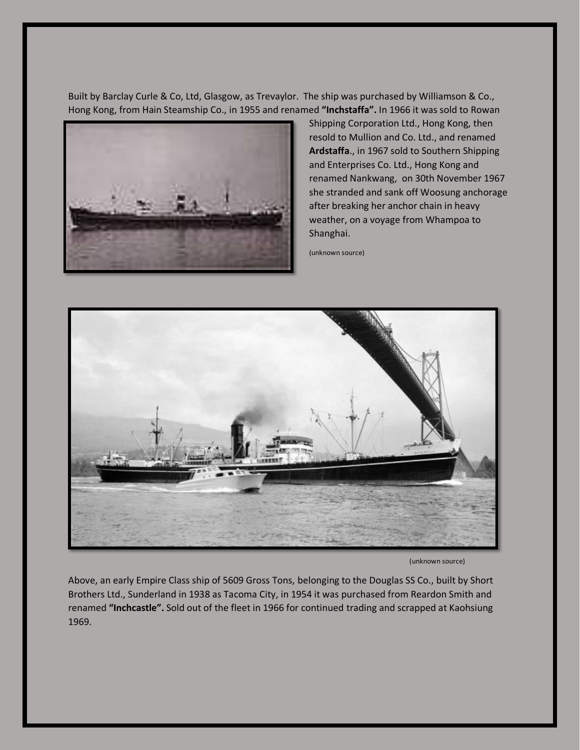Built by Barclay Curle & Co, Ltd, Glasgow, as Trevaylor. The ship was purchased by Williamson & Co., Hong Kong, from Hain Steamship Co., in 1955 and renamed **"Inchstaffa".** In 1966 it was sold to Rowan Shipping Corporation Ltd., Hong Kong, then resold to Mullion and Co. Ltd., and renamed **Ardstaffa**., in 1967 sold to Southern Shipping and Enterprises Co. Ltd., Hong Kong and renamed Nankwang, on 30th November 1967 she stranded and sank off Woosung anchorage after breaking her anchor chain in heavy weather, on a voyage from Whampoa to Shanghai.

(unknown source)

(unknown source)

Above, an early Empire Class ship of 5609 Gross Tons, belonging to the Douglas SS Co., built by Short Brothers Ltd., Sunderland in 1938 as Tacoma City, in 1954 it was purchased from Reardon Smith and renamed **"Inchcastle".** Sold out of the fleet in 1966 for continued trading and scrapped at Kaohsiung 1969.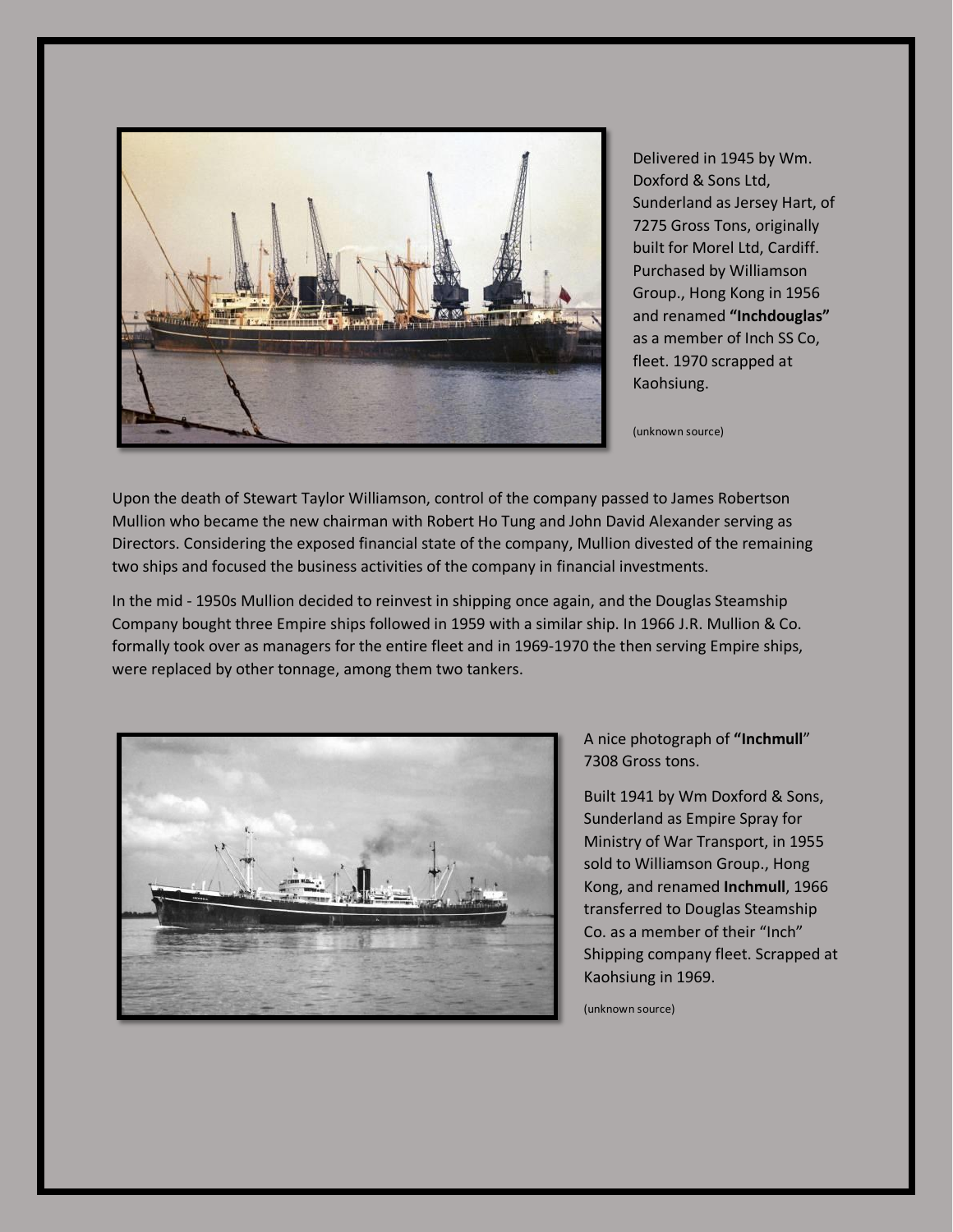Delivered in 1945 by Wm. Doxford & Sons Ltd, Sunderland as Jersey Hart, of 7275 Gross Tons, originally built for Morel Ltd, Cardiff. Purchased by Williamson Group., Hong Kong in 1956 and renamed **"Inchdouglas"** as a member of Inch SS Co, fleet. 1970 scrapped at Kaohsiung.

(unknown source)

Upon the death of Stewart Taylor Williamson, control of the company passed to James Robertson Mullion who became the new chairman with Robert Ho Tung and John David Alexander serving as Directors. Considering the exposed financial state of the company, Mullion divested of the remaining two ships and focused the business activities of the company in financial investments.

In the mid - 1950s Mullion decided to reinvest in shipping once again, and the Douglas Steamship Company bought three Empire ships followed in 1959 with a similar ship. In 1966 J.R. Mullion & Co. formally took over as managers for the entire fleet and in 1969-1970 the then serving Empire ships, were replaced by other tonnage, among them two tankers.

A nice photograph of **"Inchmull"** 7308 Gross tons.

Built 1941 by Wm Doxford & Sons, Sunderland as Empire Spray for Ministry of War Transport, in 1955 sold to Williamson Group., Hong Kong, and renamed **Inchmull**, 1966 transferred to Douglas Steamship Co. as a member of their "Inch" Shipping company fleet. Scrapped at Kaohsiung in 1969.

(unknown source)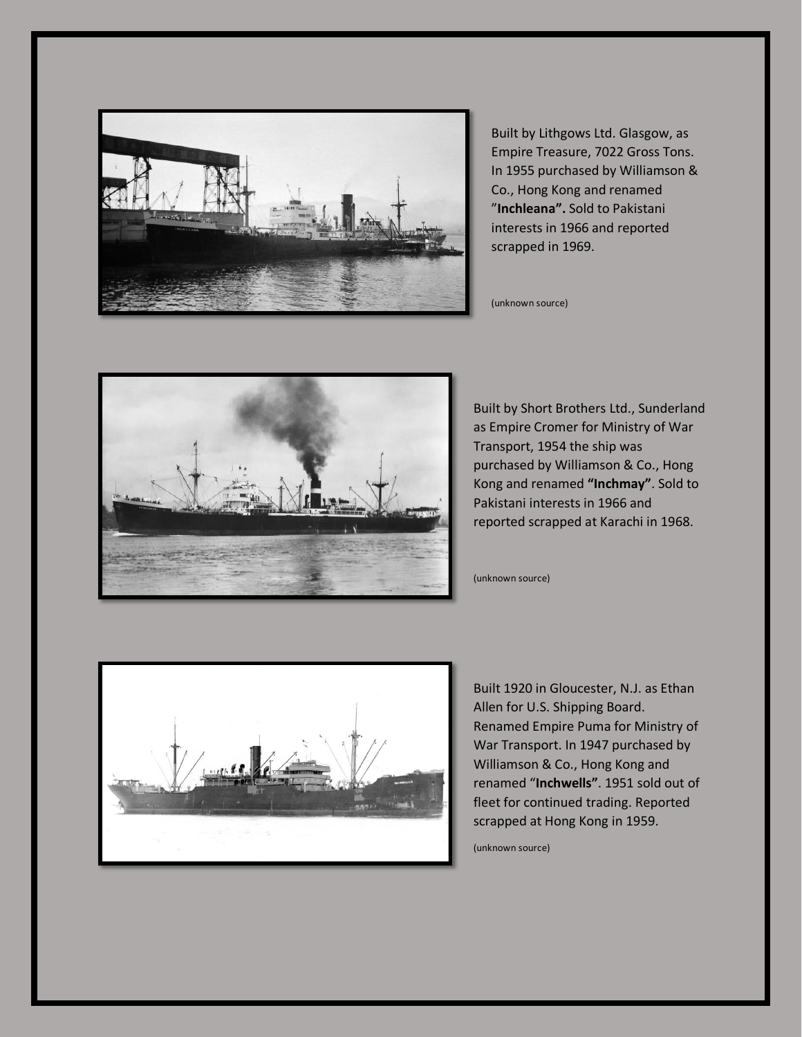Built by Lithgows Ltd. Glasgow, as Empire Treasure, 7022 Gross Tons. In 1955 purchased by Williamson & Co., Hong Kong and renamed "**Inchleana".** Sold to Pakistani interests in 1966 and reported scrapped in 1969.

(unknown source)

Built by Short Brothers Ltd., Sunderland as Empire Cromer for Ministry of War Transport, 1954 the ship was purchased by Williamson & Co., Hong Kong and renamed **"Inchmay"**. Sold to Pakistani interests in 1966 and reported scrapped at Karachi in 1968.

(unknown source)

Built 1920 in Gloucester, N.J. as Ethan Allen for U.S. Shipping Board. Renamed Empire Puma for Ministry of War Transport. In 1947 purchased by Williamson & Co., Hong Kong and renamed "**Inchwells"**. 1951 sold out of fleet for continued trading. Reported scrapped at Hong Kong in 1959.

(unknown source)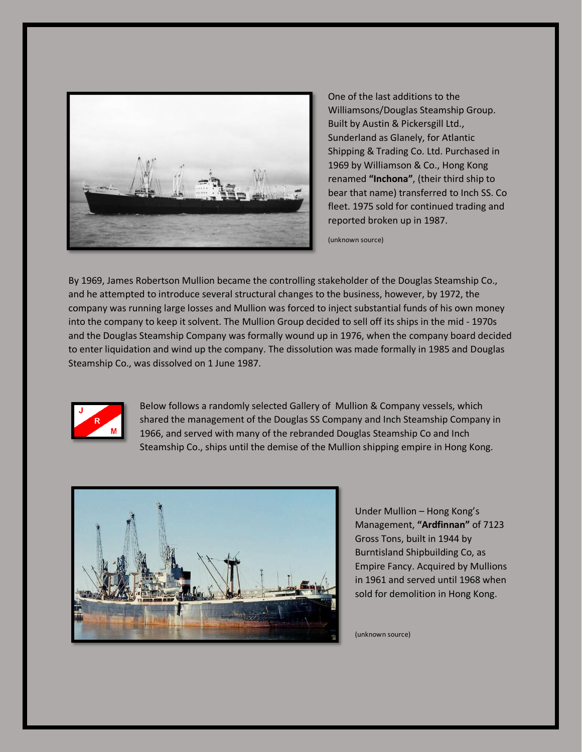One of the last additions to the Williamsons/Douglas Steamship Group. Built by Austin & Pickersgill Ltd., Sunderland as Glanely, for Atlantic Shipping & Trading Co. Ltd. Purchased in 1969 by Williamson & Co., Hong Kong renamed **"Inchona"**, (their third ship to bear that name) transferred to Inch SS. Co fleet. 1975 sold for continued trading and reported broken up in 1987.

(unknown source)

By 1969, James Robertson Mullion became the controlling stakeholder of the Douglas Steamship Co., and he attempted to introduce several structural changes to the business, however, by 1972, the company was running large losses and Mullion was forced to inject substantial funds of his own money into the company to keep it solvent. The Mullion Group decided to sell off its ships in the mid - 1970s and the Douglas Steamship Company was formally wound up in 1976, when the company board decided to enter liquidation and wind up the company. The dissolution was made formally in 1985 and Douglas Steamship Co., was dissolved on 1 June 1987.

Below follows a randomly selected Gallery of Mullion & Company vessels, which shared the management of the Douglas SS Company and Inch Steamship Company in 1966, and served with many of the rebranded Douglas Steamship Co and Inch Steamship Co., ships until the demise of the Mullion shipping empire in Hong Kong.

Under Mullion – Hong Kong's Management, **"Ardfinnan"** of 7123 Gross Tons, built in 1944 by Burntisland Shipbuilding Co, as Empire Fancy. Acquired by Mullions in 1961 and served until 1968 when sold for demolition in Hong Kong.

(unknown source)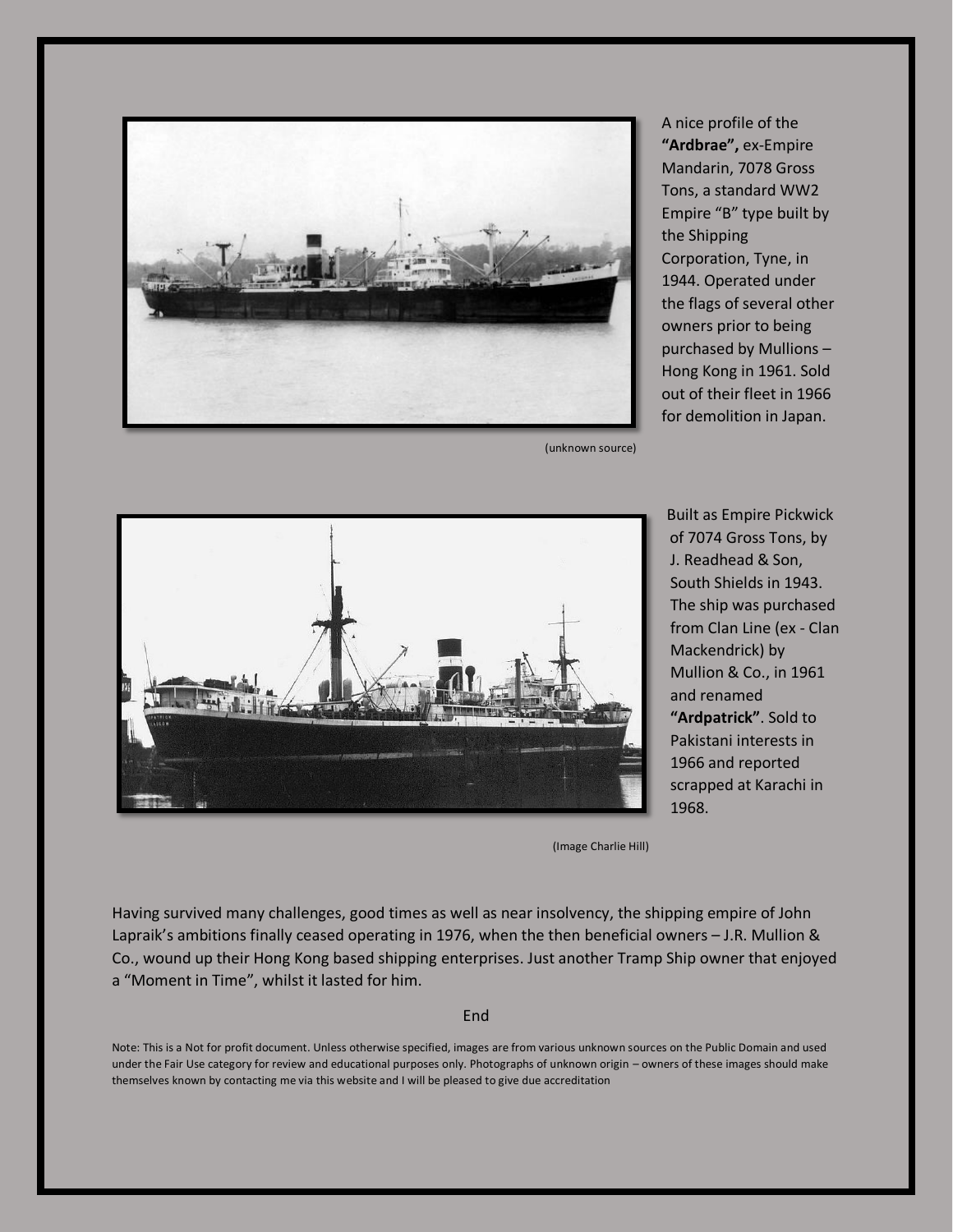A nice profile of the **"Ardbrae",** ex-Empire Mandarin, 7078 Gross Tons, a standard WW2 Empire "B" type built by the Shipping Corporation, Tyne, in 1944. Operated under the flags of several other owners prior to being purchased by Mullions – Hong Kong in 1961. Sold out of their fleet in 1966 for demolition in Japan.

(unknown source)

Built as Empire Pickwick of 7074 Gross Tons, by J. Readhead & Son, South Shields in 1943. The ship was purchased from Clan Line (ex - Clan Mackendrick) by Mullion & Co., in 1961 and renamed **"Ardpatrick"**. Sold to Pakistani interests in 1966 and reported scrapped at Karachi in 1968.

(Image Charlie Hill)

Having survived many challenges, good times as well as near insolvency, the shipping empire of John Lapraik's ambitions finally ceased operating in 1976, when the then beneficial owners – J.R. Mullion & Co., wound up their Hong Kong based shipping enterprises. Just another Tramp Ship owner that enjoyed a "Moment in Time", whilst it lasted for him.

End

Note: This is a Not for profit document. Unless otherwise specified, images are from various unknown sources on the Public Domain and used under the Fair Use category for review and educational purposes only. Photographs of unknown origin – owners of these images should make themselves known by contacting me via this website and I will be pleased to give due accreditation